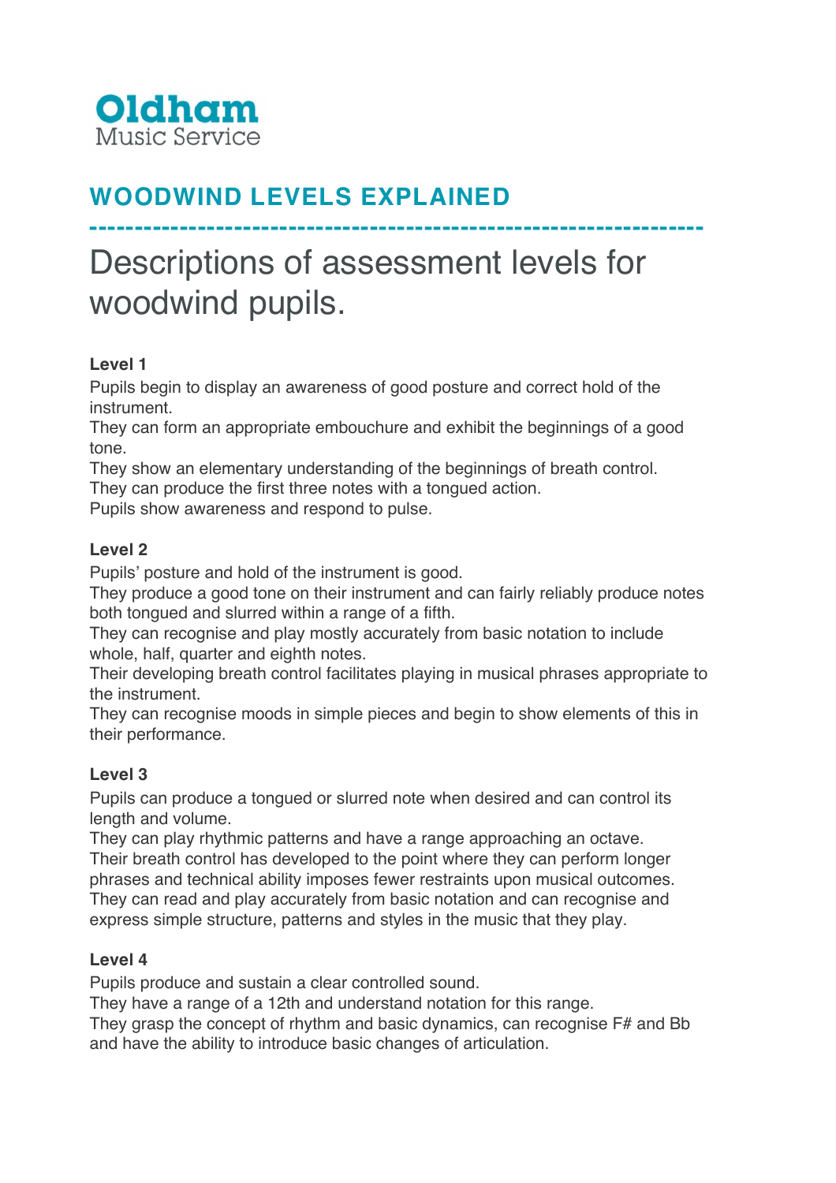**Oldham**
Music Service

# WOODWIND LEVELS EXPLAINED

---

## Descriptions of assessment levels for woodwind pupils.

**Level 1**

Pupils begin to display an awareness of good posture and correct hold of the instrument.
They can form an appropriate embouchure and exhibit the beginnings of a good tone.
They show an elementary understanding of the beginnings of breath control.
They can produce the first three notes with a tongued action.
Pupils show awareness and respond to pulse.

**Level 2**

Pupils' posture and hold of the instrument is good.
They produce a good tone on their instrument and can fairly reliably produce notes both tongued and slurred within a range of a fifth.
They can recognise and play mostly accurately from basic notation to include whole, half, quarter and eighth notes.
Their developing breath control facilitates playing in musical phrases appropriate to the instrument.
They can recognise moods in simple pieces and begin to show elements of this in their performance.

**Level 3**

Pupils can produce a tongued or slurred note when desired and can control its length and volume.
They can play rhythmic patterns and have a range approaching an octave.
Their breath control has developed to the point where they can perform longer phrases and technical ability imposes fewer restraints upon musical outcomes.
They can read and play accurately from basic notation and can recognise and express simple structure, patterns and styles in the music that they play.

**Level 4**

Pupils produce and sustain a clear controlled sound.
They have a range of a 12th and understand notation for this range.
They grasp the concept of rhythm and basic dynamics, can recognise F# and Bb and have the ability to introduce basic changes of articulation.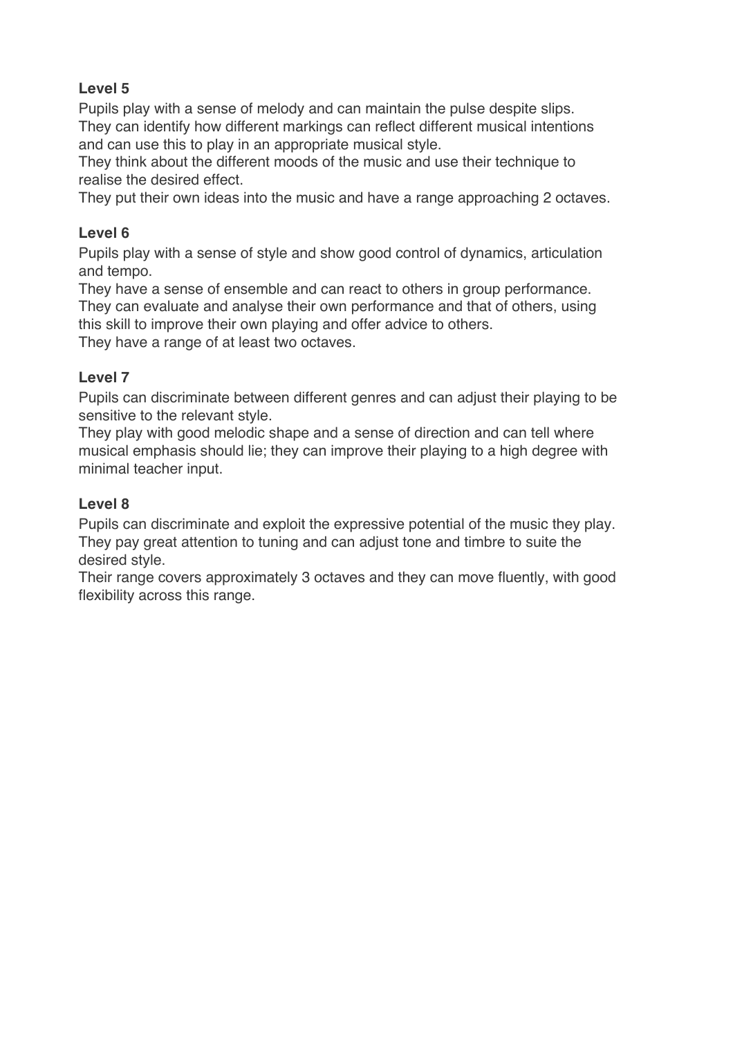**Level 5**

Pupils play with a sense of melody and can maintain the pulse despite slips.
They can identify how different markings can reflect different musical intentions and can use this to play in an appropriate musical style.
They think about the different moods of the music and use their technique to realise the desired effect.
They put their own ideas into the music and have a range approaching 2 octaves.

**Level 6**

Pupils play with a sense of style and show good control of dynamics, articulation and tempo.
They have a sense of ensemble and can react to others in group performance.
They can evaluate and analyse their own performance and that of others, using this skill to improve their own playing and offer advice to others.
They have a range of at least two octaves.

**Level 7**

Pupils can discriminate between different genres and can adjust their playing to be sensitive to the relevant style.
They play with good melodic shape and a sense of direction and can tell where musical emphasis should lie; they can improve their playing to a high degree with minimal teacher input.

**Level 8**

Pupils can discriminate and exploit the expressive potential of the music they play.
They pay great attention to tuning and can adjust tone and timbre to suite the desired style.
Their range covers approximately 3 octaves and they can move fluently, with good flexibility across this range.